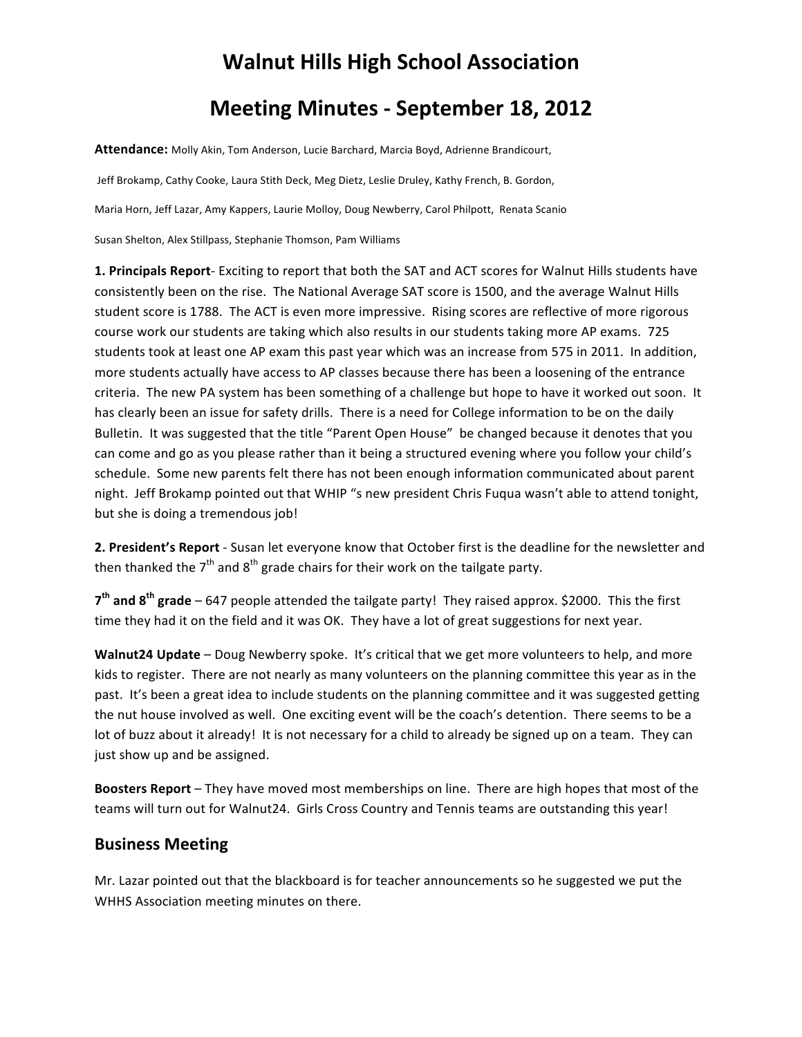# Walnut Hills High School Association

# Meeting Minutes - September 18, 2012

**Attendance:** Molly Akin, Tom Anderson, Lucie Barchard, Marcia Boyd, Adrienne Brandicourt, Jeff Brokamp, Cathy Cooke, Laura Stith Deck, Meg Dietz, Leslie Druley, Kathy French, B. Gordon, Maria Horn, Jeff Lazar, Amy Kappers, Laurie Molloy, Doug Newberry, Carol Philpott, Renata Scanio Susan Shelton, Alex Stillpass, Stephanie Thomson, Pam Williams

**1. Principals Report**- Exciting to report that both the SAT and ACT scores for Walnut Hills students have consistently been on the rise. The National Average SAT score is 1500, and the average Walnut Hills student score is 1788. The ACT is even more impressive. Rising scores are reflective of more rigorous course work our students are taking which also results in our students taking more AP exams. 725 students took at least one AP exam this past year which was an increase from 575 in 2011. In addition, more students actually have access to AP classes because there has been a loosening of the entrance criteria. The new PA system has been something of a challenge but hope to have it worked out soon. It has clearly been an issue for safety drills. There is a need for College information to be on the daily Bulletin. It was suggested that the title "Parent Open House" be changed because it denotes that you can come and go as you please rather than it being a structured evening where you follow your child's schedule. Some new parents felt there has not been enough information communicated about parent night. Jeff Brokamp pointed out that WHIP "s new president Chris Fuqua wasn't able to attend tonight, but she is doing a tremendous job!

**2. President's Report** - Susan let everyone know that October first is the deadline for the newsletter and then thanked the 7th and 8th grade chairs for their work on the tailgate party.

**7th and 8th grade** – 647 people attended the tailgate party! They raised approx. $2000. This the first time they had it on the field and it was OK. They have a lot of great suggestions for next year.

**Walnut24 Update** – Doug Newberry spoke. It's critical that we get more volunteers to help, and more kids to register. There are not nearly as many volunteers on the planning committee this year as in the past. It's been a great idea to include students on the planning committee and it was suggested getting the nut house involved as well. One exciting event will be the coach's detention. There seems to be a lot of buzz about it already! It is not necessary for a child to already be signed up on a team. They can just show up and be assigned.

**Boosters Report** – They have moved most memberships on line. There are high hopes that most of the teams will turn out for Walnut24. Girls Cross Country and Tennis teams are outstanding this year!

## Business Meeting

Mr. Lazar pointed out that the blackboard is for teacher announcements so he suggested we put the WHHS Association meeting minutes on there.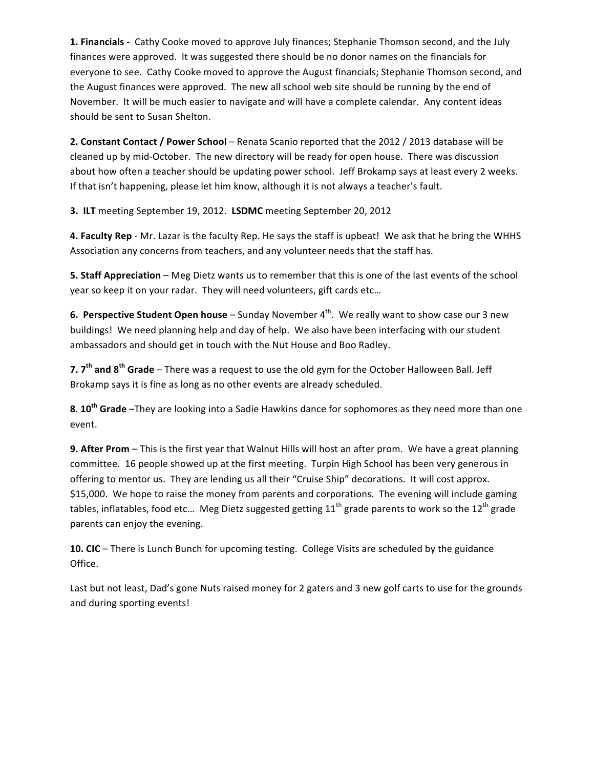**1. Financials -** Cathy Cooke moved to approve July finances; Stephanie Thomson second, and the July finances were approved. It was suggested there should be no donor names on the financials for everyone to see. Cathy Cooke moved to approve the August financials; Stephanie Thomson second, and the August finances were approved. The new all school web site should be running by the end of November. It will be much easier to navigate and will have a complete calendar. Any content ideas should be sent to Susan Shelton.

**2. Constant Contact / Power School** – Renata Scanio reported that the 2012 / 2013 database will be cleaned up by mid-October. The new directory will be ready for open house. There was discussion about how often a teacher should be updating power school. Jeff Brokamp says at least every 2 weeks. If that isn't happening, please let him know, although it is not always a teacher's fault.

**3. ILT** meeting September 19, 2012. **LSDMC** meeting September 20, 2012

**4. Faculty Rep** - Mr. Lazar is the faculty Rep. He says the staff is upbeat! We ask that he bring the WHHS Association any concerns from teachers, and any volunteer needs that the staff has.

**5. Staff Appreciation** – Meg Dietz wants us to remember that this is one of the last events of the school year so keep it on your radar. They will need volunteers, gift cards etc…

**6. Perspective Student Open house** – Sunday November 4th. We really want to show case our 3 new buildings! We need planning help and day of help. We also have been interfacing with our student ambassadors and should get in touch with the Nut House and Boo Radley.

**7. 7th and 8th Grade** – There was a request to use the old gym for the October Halloween Ball. Jeff Brokamp says it is fine as long as no other events are already scheduled.

**8. 10th Grade** –They are looking into a Sadie Hawkins dance for sophomores as they need more than one event.

**9. After Prom** – This is the first year that Walnut Hills will host an after prom. We have a great planning committee. 16 people showed up at the first meeting. Turpin High School has been very generous in offering to mentor us. They are lending us all their "Cruise Ship" decorations. It will cost approx. $15,000. We hope to raise the money from parents and corporations. The evening will include gaming tables, inflatables, food etc… Meg Dietz suggested getting 11th grade parents to work so the 12th grade parents can enjoy the evening.

**10. CIC** – There is Lunch Bunch for upcoming testing. College Visits are scheduled by the guidance Office.

Last but not least, Dad's gone Nuts raised money for 2 gaters and 3 new golf carts to use for the grounds and during sporting events!